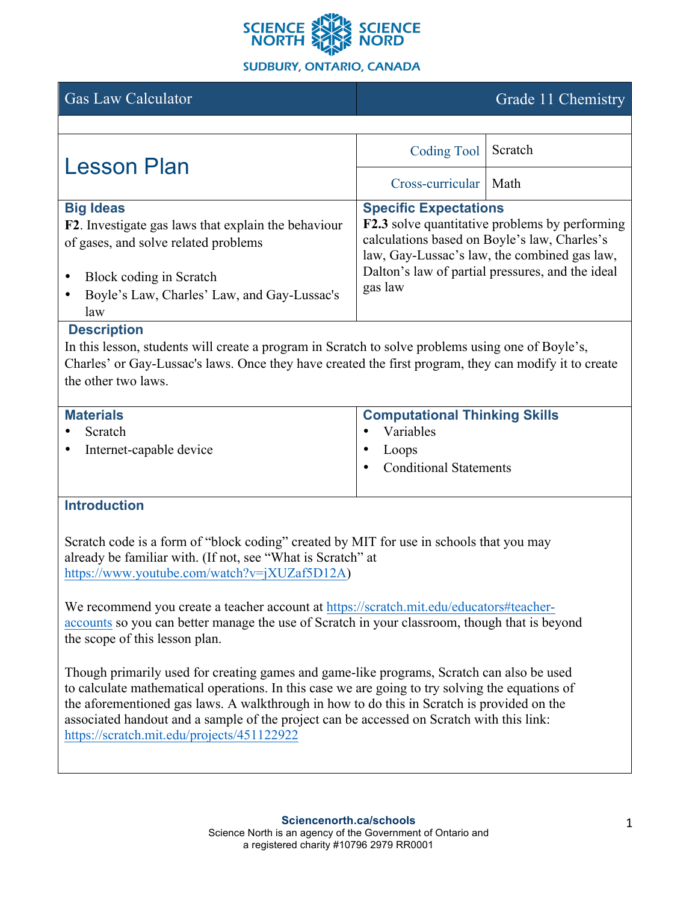| Gas Law Calculator | Grade 11 Chemistry |
|---|---|

# Lesson Plan

| | |
|---|---|
| Coding Tool | Scratch |
| Cross-curricular | Math |

### Big Ideas

**F2**. Investigate gas laws that explain the behaviour of gases, and solve related problems

- Block coding in Scratch
- Boyle's Law, Charles' Law, and Gay-Lussac's law

### Specific Expectations

**F2.3** solve quantitative problems by performing calculations based on Boyle's law, Charles's law, Gay-Lussac's law, the combined gas law, Dalton's law of partial pressures, and the ideal gas law

### Description

In this lesson, students will create a program in Scratch to solve problems using one of Boyle's, Charles' or Gay-Lussac's laws. Once they have created the first program, they can modify it to create the other two laws.

### Materials

- Scratch
- Internet-capable device

### Computational Thinking Skills

- Variables
- Loops
- Conditional Statements

### Introduction

Scratch code is a form of "block coding" created by MIT for use in schools that you may already be familiar with. (If not, see "What is Scratch" at https://www.youtube.com/watch?v=jXUZaf5D12A)

We recommend you create a teacher account at https://scratch.mit.edu/educators#teacher-accounts so you can better manage the use of Scratch in your classroom, though that is beyond the scope of this lesson plan.

Though primarily used for creating games and game-like programs, Scratch can also be used to calculate mathematical operations. In this case we are going to try solving the equations of the aforementioned gas laws. A walkthrough in how to do this in Scratch is provided on the associated handout and a sample of the project can be accessed on Scratch with this link: https://scratch.mit.edu/projects/451122922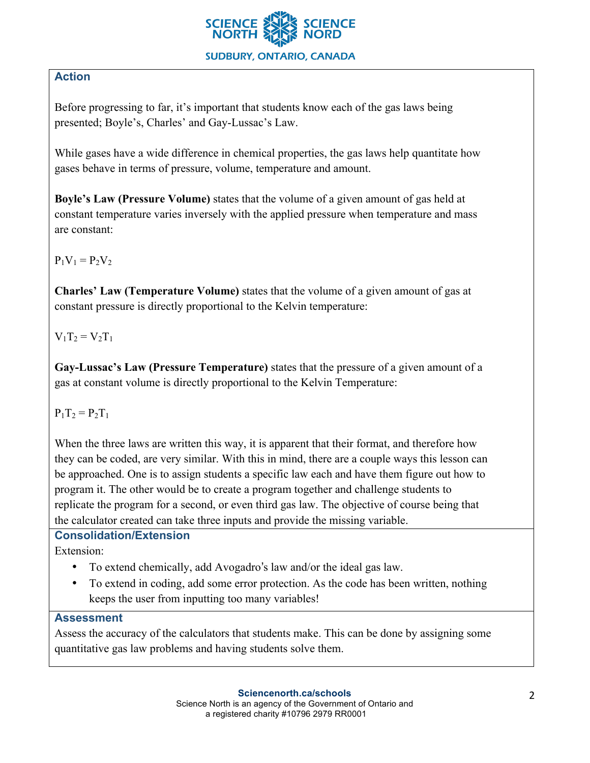## Action

Before progressing to far, it's important that students know each of the gas laws being presented; Boyle's, Charles' and Gay-Lussac's Law.

While gases have a wide difference in chemical properties, the gas laws help quantitate how gases behave in terms of pressure, volume, temperature and amount.

**Boyle's Law (Pressure Volume)** states that the volume of a given amount of gas held at constant temperature varies inversely with the applied pressure when temperature and mass are constant:

$$P_1V_1 = P_2V_2$$

**Charles' Law (Temperature Volume)** states that the volume of a given amount of gas at constant pressure is directly proportional to the Kelvin temperature:

$$V_1T_2 = V_2T_1$$

**Gay-Lussac's Law (Pressure Temperature)** states that the pressure of a given amount of a gas at constant volume is directly proportional to the Kelvin Temperature:

$$P_1T_2 = P_2T_1$$

When the three laws are written this way, it is apparent that their format, and therefore how they can be coded, are very similar. With this in mind, there are a couple ways this lesson can be approached. One is to assign students a specific law each and have them figure out how to program it. The other would be to create a program together and challenge students to replicate the program for a second, or even third gas law. The objective of course being that the calculator created can take three inputs and provide the missing variable.

## Consolidation/Extension

Extension:

- To extend chemically, add Avogadro's law and/or the ideal gas law.
- To extend in coding, add some error protection. As the code has been written, nothing keeps the user from inputting too many variables!

## Assessment

Assess the accuracy of the calculators that students make. This can be done by assigning some quantitative gas law problems and having students solve them.